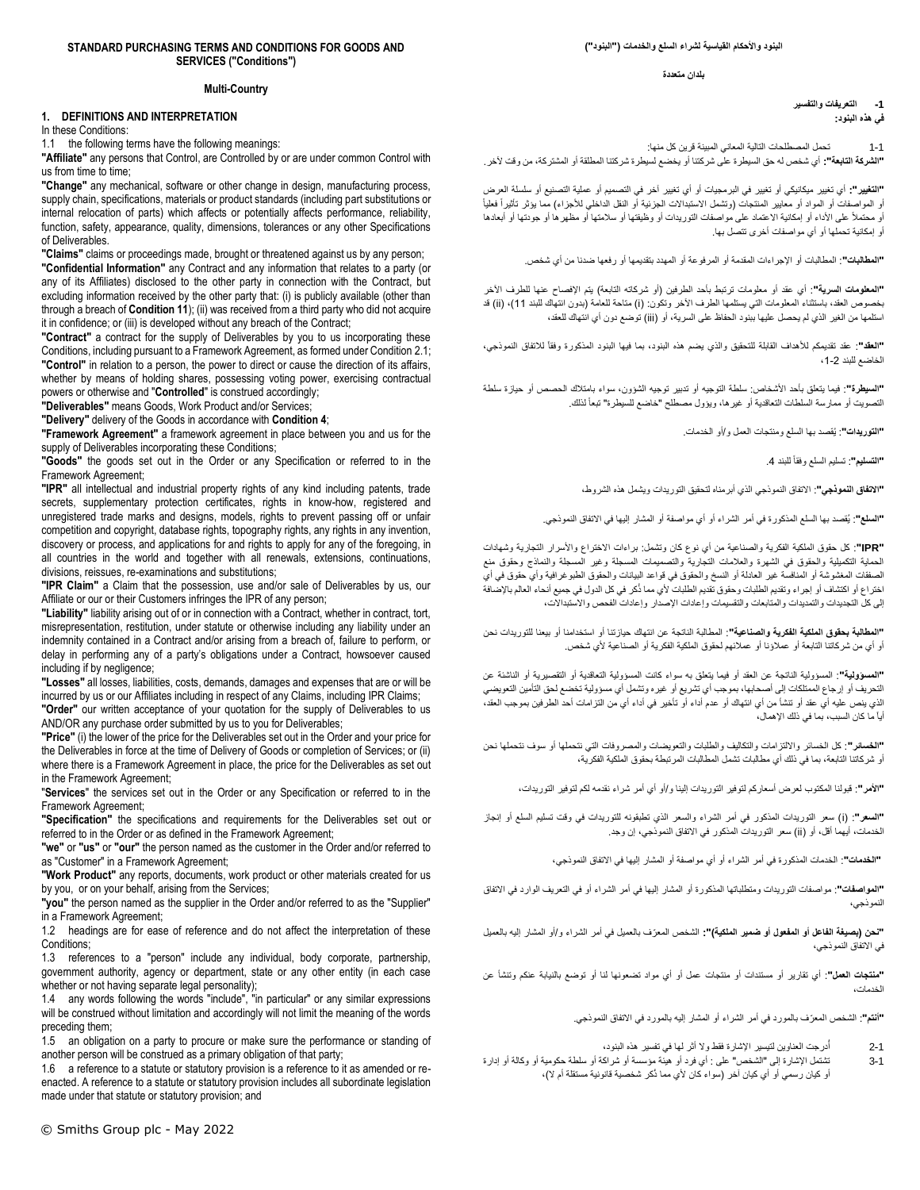**STANDARD PURCHASING TERMS AND CONDITIONS FOR GOODS AND SERVICES ("Conditions")**

**Multi-Country**

## 1. DEFINITIONS AND INTERPRETATION

In these Conditions:

1.1 the following terms have the following meanings:

**"Affiliate"** any persons that Control, are Controlled by or are under common Control with us from time to time;

**"Change"** any mechanical, software or other change in design, manufacturing process, supply chain, specifications, materials or product standards (including part substitutions or internal relocation of parts) which affects or potentially affects performance, reliability, function, safety, appearance, quality, dimensions, tolerances or any other Specifications of Deliverables.

**"Claims"** claims or proceedings made, brought or threatened against us by any person;

**"Confidential Information"** any Contract and any information that relates to a party (or any of its Affiliates) disclosed to the other party in connection with the Contract, but excluding information received by the other party that: (i) is publicly available (other than through a breach of **Condition 11**); (ii) was received from a third party who did not acquire it in confidence; or (iii) is developed without any breach of the Contract;

**"Contract"** a contract for the supply of Deliverables by you to us incorporating these Conditions, including pursuant to a Framework Agreement, as formed under Condition 2.1;

**"Control"** in relation to a person, the power to direct or cause the direction of its affairs, whether by means of holding shares, possessing voting power, exercising contractual powers or otherwise and "**Controlled**" is construed accordingly;

**"Deliverables"** means Goods, Work Product and/or Services;

**"Delivery"** delivery of the Goods in accordance with **Condition 4**;

**"Framework Agreement"** a framework agreement in place between you and us for the supply of Deliverables incorporating these Conditions;

**"Goods"** the goods set out in the Order or any Specification or referred to in the Framework Agreement;

**"IPR"** all intellectual and industrial property rights of any kind including patents, trade secrets, supplementary protection certificates, rights in know-how, registered and unregistered trade marks and designs, models, rights to prevent passing off or unfair competition and copyright, database rights, topography rights, any rights in any invention, discovery or process, and applications for and rights to apply for any of the foregoing, in all countries in the world and together with all renewals, extensions, continuations, divisions, reissues, re-examinations and substitutions;

**"IPR Claim"** a Claim that the possession, use and/or sale of Deliverables by us, our Affiliate or our or their Customers infringes the IPR of any person;

**"Liability"** liability arising out of or in connection with a Contract, whether in contract, tort, misrepresentation, restitution, under statute or otherwise including any liability under an indemnity contained in a Contract and/or arising from a breach of, failure to perform, or delay in performing any of a party's obligations under a Contract, howsoever caused including if by negligence;

**"Losses"** all losses, liabilities, costs, demands, damages and expenses that are or will be incurred by us or our Affiliates including in respect of any Claims, including IPR Claims;

**"Order"** our written acceptance of your quotation for the supply of Deliverables to us AND/OR any purchase order submitted by us to you for Deliverables;

**"Price"** (i) the lower of the price for the Deliverables set out in the Order and your price for the Deliverables in force at the time of Delivery of Goods or completion of Services; or (ii) where there is a Framework Agreement in place, the price for the Deliverables as set out in the Framework Agreement;

"**Services**" the services set out in the Order or any Specification or referred to in the Framework Agreement;

**"Specification"** the specifications and requirements for the Deliverables set out or referred to in the Order or as defined in the Framework Agreement;

**"we"** or **"us"** or **"our"** the person named as the customer in the Order and/or referred to as "Customer" in a Framework Agreement;

**"Work Product"** any reports, documents, work product or other materials created for us by you, or on your behalf, arising from the Services;

**"you"** the person named as the supplier in the Order and/or referred to as the "Supplier" in a Framework Agreement;

1.2 headings are for ease of reference and do not affect the interpretation of these Conditions;

1.3 references to a "person" include any individual, body corporate, partnership, government authority, agency or department, state or any other entity (in each case whether or not having separate legal personality);

1.4 any words following the words "include", "in particular" or any similar expressions will be construed without limitation and accordingly will not limit the meaning of the words preceding them;

1.5 an obligation on a party to procure or make sure the performance or standing of another person will be construed as a primary obligation of that party;

1.6 a reference to a statute or statutory provision is a reference to it as amended or re-enacted. A reference to a statute or statutory provision includes all subordinate legislation made under that statute or statutory provision; and

**البنود والأحكام القياسية لشراء السلع والخدمات ("البنود")**

**بلدان متعددة**

## 1- التعريفات والتفسير

**في هذه البنود:**

1-1 تحمل المصطلحات التالية المعاني المبينة قرين كل منها:

**"الشركة التابعة"**: أي شخص له حق السيطرة على شركتنا أو يخضع لسيطرة شركتنا المطلقة أو المشتركة، من وقت لآخر.

**"التغيير"**: أي تغيير ميكانيكي أو تغيير في البرمجيات أو أي تغيير آخر في التصميم أو عملية التصنيع أو سلسلة العرض أو المواصفات أو المواد أو معايير المنتجات (وتشمل الاستبدالات الجزئية أو النقل الداخلي للأجزاء) مما يؤثر تأثيراً فعلياً أو محتملاً على الأداء أو إمكانية الاعتماد على مواصفات التوريدات أو وظيفتها أو سلامتها أو مظهرها أو جودتها أو أبعادها أو إمكانية تحملها أو أي مواصفات أخرى تتصل بها.

**"المطالبات"**: المطالبات أو الإجراءات المقدمة أو المرفوعة أو المهدد بتقديمها أو رفعها ضدنا من أي شخص.

**"المعلومات السرية"**: أي عقد أو معلومات ترتبط بأحد الطرفين (أو شركاته التابعة) يتم الإفصاح عنها للطرف الآخر بخصوص العقد، باستثناء المعلومات التي يستلمها الطرف الآخر وتكون: (i) متاحة للعامة (بدون انتهاك للبند 11)، (ii) قد استلمها من الغير الذي لم يحصل عليها ببنود الحفاظ على السرية، أو (iii) توضع دون أي انتهاك للعقد،

**"العقد"**: عقد تقديمكم للأهداف القابلة للتحقيق والذي يضم هذه البنود، بما فيها البنود المذكورة وفقاً للاتفاق النموذجي، الخاضع للبند 2-1،

**"السيطرة"**: فيما يتعلق بأحد الأشخاص: سلطة التوجيه أو تدبير توجيه الشؤون، سواء بامتلاك الحصص أو حيازة سلطة التصويت أو ممارسة السلطات التعاقدية أو غيرها، ويؤول مصطلح "خاضع للسيطرة" تبعاً لذلك.

**"التوريدات"**: يُقصد بها السلع ومنتجات العمل و/أو الخدمات.

**"التسليم"**: تسليم السلع وفقاً للبند 4.

**"الاتفاق النموذجي"**: الاتفاق النموذجي الذي أبرمناه لتحقيق التوريدات ويشمل هذه الشروط،

**"السلع"**: يُقصد بها السلع المذكورة في أمر الشراء أو أي مواصفة أو المشار إليها في الاتفاق النموذجي.

**"IPR"**: كل حقوق الملكية الفكرية والصناعية من أي نوع كان وتشمل: براءات الاختراع والأسرار التجارية وشهادات الحماية التكميلية والحقوق في الشهرة والعلامات التجارية والتصميمات المسجلة وغير المسجلة والنماذج وحقوق منع الصفقات المغشوشة أو المنافسة غير العادلة أو النسخ والحقوق في قواعد البيانات والحقوق الطبوغرافية وأي حقوق في أي اختراع أو اكتشاف أو إجراء وتقديم الطلبات وحقوق تقديم الطلبات لأي مما ذُكر في كل الدول في جميع أنحاء العالم بالإضافة إلى كل التجديدات والتمديدات والمتابعات والتقسيمات وإعادات الإصدار وإعادات الفحص والاستبدالات،

**"المطالبة بحقوق الملكية الفكرية والصناعية"**: المطالبة الناتجة عن انتهاك حيازتنا أو استخدامنا أو بيعنا للتوريدات نحن أو أي من شركاتنا التابعة أو عملاؤنا أو عملائهم لحقوق الملكية الفكرية أو الصناعية لأي شخص.

**"المسؤولية"**: المسؤولية الناتجة عن العقد أو فيما يتعلق به سواء كانت المسؤولية التعاقدية أو التقصيرية أو الناشئة عن التحريف أو إرجاع الممتلكات إلى أصحابها، بموجب أي تشريع أو غيره وتشمل أي مسؤولية تخضع لحق التأمين التعويضي الذي ينص عليه أي عقد أو تنشأ من أي انتهاك أو عدم أداء أو تأخير في أداء أي من التزامات أحد الطرفين بموجب العقد، أياً ما كان السبب، بما في ذلك الإهمال،

**"الخسائر"**: كل الخسائر والالتزامات والتكاليف والطلبات والتعويضات والمصروفات التي نتحملها أو سوف نتحملها نحن أو شركاتنا التابعة، بما في ذلك أي مطالبات تشمل المطالبات المرتبطة بحقوق الملكية الفكرية،

**"الأمر"**: قبولنا المكتوب لعرض أسعاركم لتوفير التوريدات إلينا و/أو أي أمر شراء نقدمه لكم لتوفير التوريدات،

**"السعر"**: (i) سعر التوريدات المذكور في أمر الشراء والسعر الذي تطبقونه للتوريدات في وقت تسليم السلع أو إنجاز الخدمات، أيهما أقل، أو (ii) سعر التوريدات المذكور في الاتفاق النموذجي، إن وجد.

**"الخدمات"**: الخدمات المذكورة في أمر الشراء أو أي مواصفة أو المشار إليها في الاتفاق النموذجي،

**"المواصفات"**: مواصفات التوريدات ومتطلباتها المذكورة أو المشار إليها في أمر الشراء أو في التعريف الوارد في الاتفاق النموذجي،

**"نحن (بصيغة الفاعل أو المفعول أو ضمير الملكية)"**: الشخص المعرّف بالعميل في أمر الشراء و/أو المشار إليه بالعميل في الاتفاق النموذجي،

**"منتجات العمل"**: أي تقارير أو مستندات أو منتجات عمل أو أي مواد تضعونها لنا أو توضع بالنيابة عنكم وتنشأ عن الخدمات،

**"أنتم"**: الشخص المعرّف بالمورد في أمر الشراء أو المشار إليه بالمورد في الاتفاق النموذجي.

2-1 أُدرجت العناوين لتيسير الإشارة فقط ولا أثر لها في تفسير هذه البنود،

3-1 تشمل الإشارة إلى "الشخص" على : أي فرد أو هيئة مؤسسة أو شراكة أو سلطة حكومية أو وكالة أو إدارة أو كيان رسمي أو أي كيان آخر (سواء كان لأي مما ذُكر شخصية قانونية مستقلة أم لا)،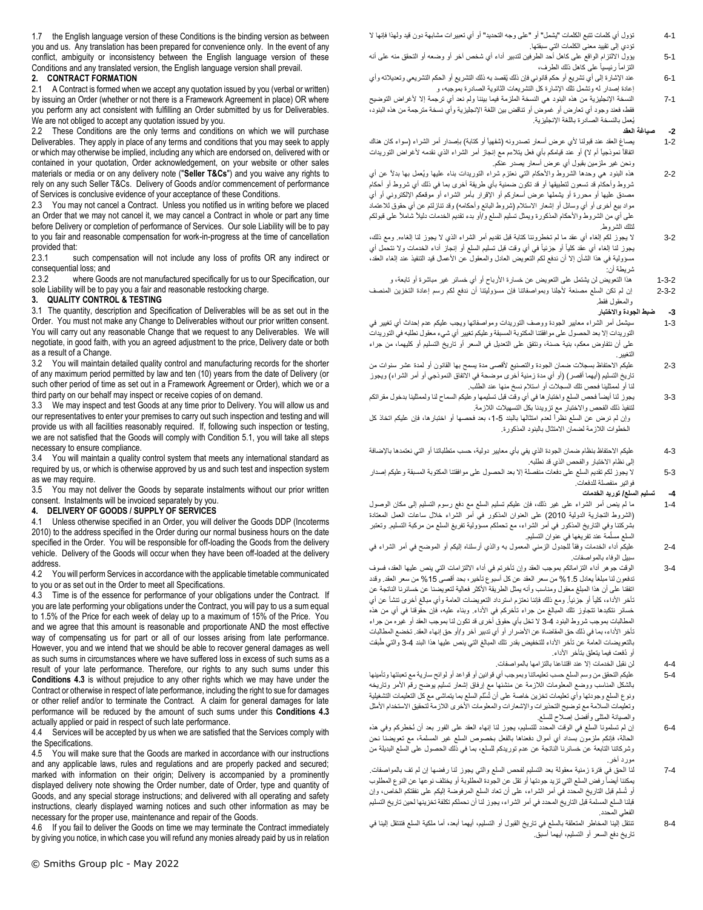1.7 the English language version of these Conditions is the binding version as between you and us. Any translation has been prepared for convenience only. In the event of any conflict, ambiguity or inconsistency between the English language version of these Conditions and any translated version, the English language version shall prevail.

## 2. CONTRACT FORMATION

2.1 A Contract is formed when we accept any quotation issued by you (verbal or written) by issuing an Order (whether or not there is a Framework Agreement in place) OR where you perform any act consistent with fulfilling an Order submitted by us for Deliverables. We are not obliged to accept any quotation issued by you.

2.2 These Conditions are the only terms and conditions on which we will purchase Deliverables. They apply in place of any terms and conditions that you may seek to apply or which may otherwise be implied, including any which are endorsed on, delivered with or contained in your quotation, Order acknowledgement, on your website or other sales materials or media or on any delivery note ("**Seller T&Cs**") and you waive any rights to rely on any such Seller T&Cs. Delivery of Goods and/or commencement of performance of Services is conclusive evidence of your acceptance of these Conditions.

2.3 You may not cancel a Contract. Unless you notified us in writing before we placed an Order that we may not cancel it, we may cancel a Contract in whole or part any time before Delivery or completion of performance of Services. Our sole Liability will be to pay to you fair and reasonable compensation for work-in-progress at the time of cancellation provided that:

2.3.1 such compensation will not include any loss of profits OR any indirect or consequential loss; and

2.3.2 where Goods are not manufactured specifically for us to our Specification, our sole Liability will be to pay you a fair and reasonable restocking charge.

## 3. QUALITY CONTROL & TESTING

3.1 The quantity, description and Specification of Deliverables will be as set out in the Order. You must not make any Change to Deliverables without our prior written consent. You will carry out any reasonable Change that we request to any Deliverables. We will negotiate, in good faith, with you an agreed adjustment to the price, Delivery date or both as a result of a Change.

3.2 You will maintain detailed quality control and manufacturing records for the shorter of any maximum period permitted by law and ten (10) years from the date of Delivery (or such other period of time as set out in a Framework Agreement or Order), which we or a third party on our behalf may inspect or receive copies of on demand.

3.3 We may inspect and test Goods at any time prior to Delivery. You will allow us and our representatives to enter your premises to carry out such inspection and testing and will provide us with all facilities reasonably required. If, following such inspection or testing, we are not satisfied that the Goods will comply with Condition 5.1, you will take all steps necessary to ensure compliance.

3.4 You will maintain a quality control system that meets any international standard as required by us, or which is otherwise approved by us and such test and inspection system as we may require.

3.5 You may not deliver the Goods by separate instalments without our prior written consent. Instalments will be invoiced separately by you.

## 4. DELIVERY OF GOODS / SUPPLY OF SERVICES

4.1 Unless otherwise specified in an Order, you will deliver the Goods DDP (Incoterms 2010) to the address specified in the Order during our normal business hours on the date specified in the Order. You will be responsible for off-loading the Goods from the delivery vehicle. Delivery of the Goods will occur when they have been off-loaded at the delivery address.

4.2 You will perform Services in accordance with the applicable timetable communicated to you or as set out in the Order to meet all Specifications.

4.3 Time is of the essence for performance of your obligations under the Contract. If you are late performing your obligations under the Contract, you will pay to us a sum equal to 1.5% of the Price for each week of delay up to a maximum of 15% of the Price. You and we agree that this amount is reasonable and proportionate AND the most effective way of compensating us for part or all of our losses arising from late performance. However, you and we intend that we should be able to recover general damages as well as such sums in circumstances where we have suffered loss in excess of such sums as a result of your late performance. Therefore, our rights to any such sums under this **Conditions 4.3** is without prejudice to any other rights which we may have under the Contract or otherwise in respect of late performance, including the right to sue for damages or other relief and/or to terminate the Contract. A claim for general damages for late performance will be reduced by the amount of such sums under this **Conditions 4.3** actually applied or paid in respect of such late performance.

4.4 Services will be accepted by us when we are satisfied that the Services comply with the Specifications.

4.5 You will make sure that the Goods are marked in accordance with our instructions and any applicable laws, rules and regulations and are properly packed and secured; marked with information on their origin; Delivery is accompanied by a prominently displayed delivery note showing the Order number, date of Order, type and quantity of Goods, and any special storage instructions; and delivered with all operating and safety instructions, clearly displayed warning notices and such other information as may be necessary for the proper use, maintenance and repair of the Goods.

4.6 If you fail to deliver the Goods on time we may terminate the Contract immediately by giving you notice, in which case you will refund any monies already paid by us in relation

4-1 تؤول أي كلمات تتبع الكلمات "يشمل" أو "على وجه التحديد" أو أي تعبيرات مشابهة دون قيد ولهذا فإنها لا تؤدي إلى تقييد معنى الكلمات التي سبقتها.

5-1 يؤول الالتزام الواقع على كاهل أحد الطرفين لتدبير أداء أي شخص آخر أو وضعه أو التحقق منه على أنه التزاماً رئيسياً على كاهل ذلك الطرف،

6-1 عند الإشارة إلى أي تشريع أو حكم قانوني فإن ذلك يُقصد به ذلك التشريع أو الحكم التشريعي وتعديلاته وأي إعادة إصدار له وتشمل تلك الإشارة كل التشريعات الثانوية الصادرة بموجبه، و

7-1 النسخة الإنجليزية من هذه البنود هي النسخة الملزمة فيما بيننا ولم نعد أي ترجمة إلا لأغراض التوضيح فقط، فعند وجود أي تعارض أو غموض أو تناقض بين اللغة الإنجليزية وأي نسخة مترجمة من هذه البنود، يُعمل بالنسخة الصادرة باللغة الإنجليزية.

## 2- صياغة العقد

1-2 يصاغ العقد عند قبولنا لأي عرض أسعار تصدرونه (شفهياً أو كتابة) بإصدار أمر الشراء (سواء كان هناك اتفاقاً نموذجياً أم لا) أو عند قيامكم بأي فعل يتلاءم مع إنجاز أمر الشراء الذي نقدمه لأغراض التوريدات ونحن غير ملزمين بقبول أي عرض أسعار يصدر عنكم.

2-2 هذه البنود هي وحدها الشروط والأحكام التي نعتزم شراء التوريدات بناء عليها ويُعمل بها بدلاً عن أي شروط وأحكام قد تسعون لتطبيقها أو قد تكون ضمنية بأي طريقة أخرى بما في ذلك أي شروط أو أحكام مصدق عليها أو محررة أو يشملها عرض أسعاركم أو الإقرار بأمر الشراء أو موقعكم الإلكتروني أو أي مواد بيع أخرى أو أي وسائل أو إشعار الاستلام (شروط البائع وأحكامه) وقد تنازلتم عن أي حقوق للاعتماد على أي من الشروط والأحكام المذكورة ويمثل تسليم السلع و/أو بدء تقديم الخدمات دليلاً شاملاً على قبولكم لتلك الشروط.

3-2 لا يجوز لكم إلغاء أي عقد ما لم تخطروننا كتابة قبل تقديم أمر الشراء الذي لا يجوز لنا إلغاءه. ومع ذلك، يجوز لنا إلغاء أي عقد كلياً أو جزئياً في أي وقت قبل تسليم السلع أو إنجاز أداء الخدمات ولا نتحمل أي مسؤولية في هذا الشأن إلا أن ندفع لكم التعويض العادل والمعقول عن الأعمال قيد التنفيذ عند إلغاء العقد، شريطة أن:

1-3-2 هذا التعويض لن يشتمل على التعويض عن خسارة الأرباح أو أي خسائر غير مباشرة أو تابعة، و

2-3-2 إن لم تكن السلع مصنعة لأجلنا وبمواصفاتنا فإن مسؤوليتنا أن ندفع لكم رسم إعادة التخزين المنصف والمعقول فقط.

## 3- ضبط الجودة والاختبار

1-3 سيشمل أمر الشراء معايير الجودة ووصف التوريدات ومواصفاتها ويجب عليكم عدم إحداث أي تغيير في التوريدات إلا بعد الحصول على موافقتنا المكتوبة المسبقة وعليكم تغيير أي شيء معقول نطلبه في التوريدات على أن نتفاوض معكم، بنية حسنة، ونتفق على التعديل في السعر أو تاريخ التسليم أو كليهما، من جراء التغيير.

2-3 عليكم الاحتفاظ بسجلات ضمان الجودة والتصنيع لأقصى مدة يسمح بها القانون أو لمدة عشر سنوات من تاريخ التسليم (أيهما أقصر) (أو أي مدة زمنية أخرى موضحة في الاتفاق النموذجي أو أمر الشراء) ويجوز لنا أو لممثلينا فحص تلك السجلات أو استلام نسخ منها عند الطلب.

3-3 يجوز لنا أيضاً فحص السلع واختبارها في أي وقت قبل تسليمها وعليكم السماح لنا ولممثلينا بدخول مقراتكم لتنفيذ ذلك الفحص والاختبار مع تزويدنا بكل التسهيلات اللازمة.

وإن لم نرض عن السلع نظراً لعدم امتثالها بالبند 1-5، بعد فحصها أو اختبارها، فإن عليكم اتخاذ كل الخطوات اللازمة لضمان الامتثال بالبنود المذكورة.

4-3 عليكم الاحتفاظ بنظام ضمان الجودة الذي يفي بأي معايير دولية، حسب متطلباتنا أو التي نعتمدها بالإضافة إلى نظام الاختبار والفحص الذي قد نطلبه.

5-3 لا يجوز لكم تقديم السلع على دفعات منفصلة إلا بعد الحصول على موافقتنا المكتوبة المسبقة وعليكم إصدار فواتير منفصلة للدفعات.

## 4- تسليم السلع/ توريد الخدمات

1-4 ما لم ينص أمر الشراء على غير ذلك، فإن عليكم تسليم السلع مع دفع رسوم التسليم إلى مكان الوصول (الشروط التجارية الدولية 2010) على العنوان المذكور في أمر الشراء خلال ساعات العمل المعتادة بشركتنا وفي التاريخ المذكور في أمر الشراء، مع تحملكم مسؤولية تفريغ السلع من مركبة التسليم. وتعتبر السلع مسلَّمة عند تفريغها في عنوان التسليم.

2-4 عليكم أداء الخدمات وفقاً للجدول الزمني المعمول به والذي أرسلناه إليكم أو الموضح في أمر الشراء في سبيل الوفاء بالمواصفات.

3-4 الوقت جوهر في أداء التزاماتكم بموجب العقد وإن تأخرتم في أداء الالتزامات التي ينص عليها العقد، فسوف تدفعون لنا مبلغاً يعادل 1.5% من سعر العقد عن كل أسبوع تأخير، بحد أقصى 15% من سعر العقد. وقد اتفقنا على أن هذا المبلغ معقول ومناسب وأنه يمثل الطريقة الأكثر فعالية لتعويضنا عن خسائرنا الناتجة عن تأخر الأداء، كلياً أو جزئياً. ومع ذلك فإننا نعتزم استرداد التعويضات العامة وأي مبالغ أخرى تنشأ عن أي خسائر نتكبدها تتجاوز تلك المبالغ من جراء تأخركم في الأداء. وبناء عليه، فإن حقوقنا في أي من هذه المطالبات بموجب شروط البنود 3-4 لا تخل بأي حقوق أخرى قد تكون لنا بموجب العقد أو غيره من جراء تأخر الأداء، بما في ذلك حق المقاضاة عن الأضرار أو أي تدبير آخر و/أو حق إنهاء العقد. تخضع المطالبات بالتعويضات العامة عن تأخر الأداء للتخفيض بقدر تلك المبالغ التي ينص عليها هذا البند 3-4 والتي طُبقت أو دُفعت فيما يتعلق بتأخر الأداء.

4-4 لن نقبل الخدمات إلا عند اقتناعنا بالتزامها بالمواصفات.

5-4 عليكم التحقق من وسم السلع حسب تعليماتنا وبموجب أي قوانين أو قواعد أو لوائح سارية مع تعبئتها وتأمينها بالشكل المناسب ووضع المعلومات اللازمة عن منشئها مع إرفاق إشعار تسليم يوضح رقم الأمر وتاريخه ونوع السلع وجودتها وأي تعليمات تخزين خاصة على أن تُسلَّم السلع بما يتماشى مع كل التعليمات التشغيلية وتعليمات السلامة مع توضيح التحذيرات والإشعارات والمعلومات الأخرى اللازمة لتحقيق الاستخدام الأمثل والصيانة المثلى وأفضل إصلاح للسلع.

6-4 إن لم تسلموا السلع في الوقت المحدد للتسليم، يجوز لنا إنهاء العقد على الفور بعد أن نُخطركم وفي هذه الحالة، فإنكم ملزمون بسداد أي أموال دفعناها بالفعل بخصوص السلع غير المسلمة، مع تعويضنا نحن وشركاتنا التابعة عن خسائرنا الناتجة عن عدم توريدكم للسلع، بما في ذلك الحصول على السلع البديلة من مورد آخر.

7-4 لنا الحق في فترة زمنية معقولة بعد التسليم لفحص السلع والتي يجوز لنا رفضها إن لم تف بالمواصفات. يمكننا أيضاً رفض السلع التي تزيد جودتها أو تقل عن الجودة المطلوبة أو يختلف نوعها عن النوع المطلوب أو تُسلم قبل التاريخ المحدد في أمر الشراء، على أن تعاد السلع المرفوضة إليكم على نفقتكم الخاص، وإن قبلنا السلع المسلمة قبل التاريخ المحدد في أمر الشراء، يجوز لنا أن نحملكم تكلفة تخزينها لحين تاريخ التسليم الفعلي المحدد.

8-4 تنتقل إلينا المخاطر المتعلقة بالسلع في تاريخ القبول أو التسليم، أيهما أبعد، أما ملكية السلع فتنتقل إلينا في تاريخ دفع السعر أو التسليم، أيهما أسبق.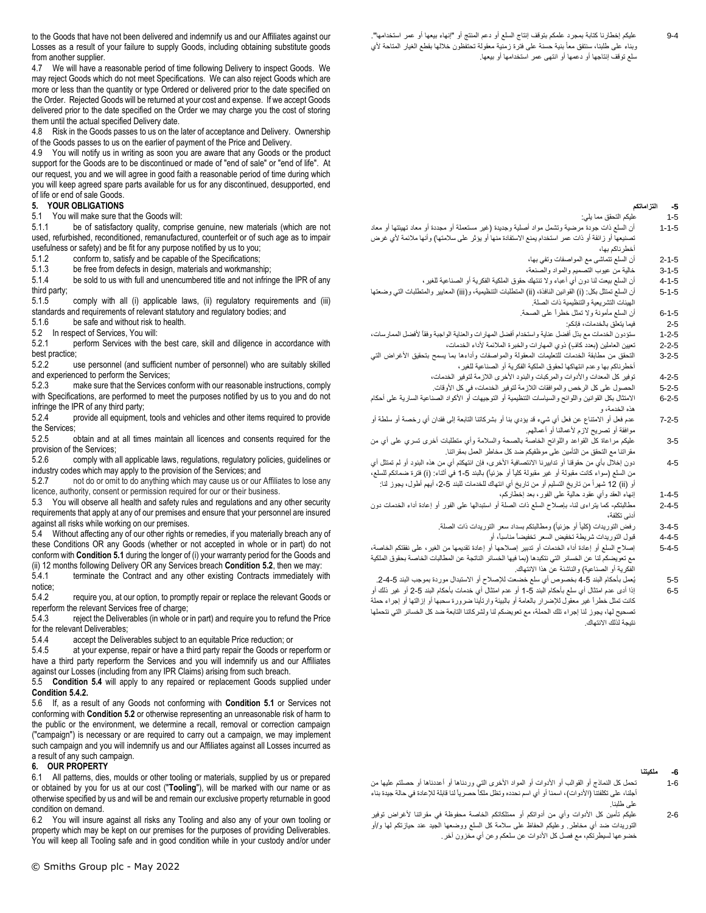to the Goods that have not been delivered and indemnify us and our Affiliates against our Losses as a result of your failure to supply Goods, including obtaining substitute goods from another supplier.

4.7 We will have a reasonable period of time following Delivery to inspect Goods. We may reject Goods which do not meet Specifications. We can also reject Goods which are more or less than the quantity or type Ordered or delivered prior to the date specified on the Order. Rejected Goods will be returned at your cost and expense. If we accept Goods delivered prior to the date specified on the Order we may charge you the cost of storing them until the actual specified Delivery date.

4.8 Risk in the Goods passes to us on the later of acceptance and Delivery. Ownership of the Goods passes to us on the earlier of payment of the Price and Delivery.

4.9 You will notify us in writing as soon you are aware that any Goods or the product support for the Goods are to be discontinued or made of "end of sale" or "end of life". At our request, you and we will agree in good faith a reasonable period of time during which you will keep agreed spare parts available for us for any discontinued, desupported, end of life or end of sale Goods.

## 5. YOUR OBLIGATIONS

5.1 You will make sure that the Goods will:

5.1.1 be of satisfactory quality, comprise genuine, new materials (which are not used, refurbished, reconditioned, remanufactured, counterfeit or of such age as to impair usefulness or safety) and be fit for any purpose notified by us to you;

5.1.2 conform to, satisfy and be capable of the Specifications;

5.1.3 be free from defects in design, materials and workmanship;

5.1.4 be sold to us with full and unencumbered title and not infringe the IPR of any third party;

5.1.5 comply with all (i) applicable laws, (ii) regulatory requirements and (iii) standards and requirements of relevant statutory and regulatory bodies; and

5.1.6 be safe and without risk to health.

5.2 In respect of Services, You will:

5.2.1 perform Services with the best care, skill and diligence in accordance with best practice;

5.2.2 use personnel (and sufficient number of personnel) who are suitably skilled and experienced to perform the Services;

5.2.3 make sure that the Services conform with our reasonable instructions, comply with Specifications, are performed to meet the purposes notified by us to you and do not infringe the IPR of any third party;

5.2.4 provide all equipment, tools and vehicles and other items required to provide the Services;

5.2.5 obtain and at all times maintain all licences and consents required for the provision of the Services;

5.2.6 comply with all applicable laws, regulations, regulatory policies, guidelines or industry codes which may apply to the provision of the Services; and

5.2.7 not do or omit to do anything which may cause us or our Affiliates to lose any licence, authority, consent or permission required for our or their business.

5.3 You will observe all health and safety rules and regulations and any other security requirements that apply at any of our premises and ensure that your personnel are insured against all risks while working on our premises.

5.4 Without affecting any of our other rights or remedies, if you materially breach any of these Conditions OR any Goods (whether or not accepted in whole or in part) do not conform with **Condition 5.1** during the longer of (i) your warranty period for the Goods and (ii) 12 months following Delivery OR any Services breach **Condition 5.2**, then we may:

5.4.1 terminate the Contract and any other existing Contracts immediately with notice;

5.4.2 require you, at our option, to promptly repair or replace the relevant Goods or reperform the relevant Services free of charge;

5.4.3 reject the Deliverables (in whole or in part) and require you to refund the Price for the relevant Deliverables;

5.4.4 accept the Deliverables subject to an equitable Price reduction; or

5.4.5 at your expense, repair or have a third party repair the Goods or reperform or have a third party reperform the Services and you will indemnify us and our Affiliates against our Losses (including from any IPR Claims) arising from such breach.

5.5 **Condition 5.4** will apply to any repaired or replacement Goods supplied under **Condition 5.4.2.**

5.6 If, as a result of any Goods not conforming with **Condition 5.1** or Services not conforming with **Condition 5.2** or otherwise representing an unreasonable risk of harm to the public or the environment, we determine a recall, removal or correction campaign ("campaign") is necessary or are required to carry out a campaign, we may implement such campaign and you will indemnify us and our Affiliates against all Losses incurred as a result of any such campaign.

## 6. OUR PROPERTY

6.1 All patterns, dies, moulds or other tooling or materials, supplied by us or prepared or obtained by you for us at our cost ("**Tooling**"), will be marked with our name or as otherwise specified by us and will be and remain our exclusive property returnable in good condition on demand.

6.2 You will insure against all risks any Tooling and also any of your own tooling or property which may be kept on our premises for the purposes of providing Deliverables. You will keep all Tooling safe and in good condition while in your custody and/or under

4-9 عليكم إخطارنا كتابة بمجرد علمكم بتوقف إنتاج السلع أو دعم المنتج أو "إنهاء بيعها أو عمر استخدامها". وبناء على طلبنا، سنتفق معاً بنية حسنة على فترة زمنية معقولة تحتفظون خلالها بقطع الغيار المتاحة لأي سلع توقف إنتاجها أو دعمها أو انتهى عمر استخدامها أو بيعها.

## 5- التزاماتكم

5-1 عليكم التحقق مما يلي:

5-1-1 أن السلع ذات جودة مرضية وتشمل مواد أصلية وجديدة (غير مستعملة أو مجددة أو معاد تهيئتها أو معاد تصنيعها أو زائفة أو ذات عمر استخدام يمنع الاستفادة منها أو يؤثر على سلامتها) وأنها ملائمة لأي غرض أخطرناكم بها،

5-1-2 أن السلع تتماشى مع المواصفات وتفي بها،

5-1-3 خالية من عيوب التصميم والمواد والصنعة،

5-1-4 أن السلع بيعت لنا دون أي أعباء ولا تنتهك حقوق الملكية الفكرية أو الصناعية للغير،

5-1-5 أن السلع تمتثل بكل: (i) القوانين النافذة، (ii) المتطلبات التنظيمية، و(iii) المعايير والمتطلبات التي وضعتها الهيئات التشريعية والتنظيمية ذات الصلة.

5-1-6 أن السلع مأمونة ولا تمثل خطراً على الصحة.

5-2 فيما يتعلق بالخدمات، فإنكم:

5-2-1 ستؤدون الخدمات مع بذل أفضل عناية واستخدام أفضل المهارات والعناية الواجبة وفقاً لأفضل الممارسات،

5-2-2 تعيين العاملين (بعدد كافٍ) ذوي المهارات والخبرة الملائمة لأداء الخدمات،

5-2-3 التحقق من مطابقة الخدمات للتعليمات المعقولة والمواصفات وأداءها بما يسمح بتحقيق الأغراض التي أخطرناكم بها وعدم انتهاكها لحقوق الملكية الفكرية أو الصناعية للغير،

5-2-4 توفير كل المعدات والأدوات والمركبات والبنود الأخرى اللازمة لتوفير الخدمات،

5-2-5 الحصول على كل الرخص والموافقات اللازمة لتوفير الخدمات، في كل الأوقات.

5-2-6 الامتثال بكل القوانين واللوائح والسياسات التنظيمية أو التوجيهات أو الأكواد الصناعية السارية على أحكام هذه الخدمة، و

5-2-7 عدم فعل أو الامتناع عن فعل أي شيء قد يؤدي بنا أو بشركاتنا التابعة إلى فقدان أي رخصة أو سلطة أو موافقة أو تصريح لازم لأعمالنا أو أعمالهم.

5-3 عليكم مراعاة كل القواعد واللوائح الخاصة بالصحة والسلامة وأي متطلبات أخرى تسري على أي من مقراتنا مع التحقق من التأمين على موظفيكم ضد كل مخاطر العمل بمقراتنا.

5-4 دون إخلال بأي من حقوقنا أو تدابيرنا الانتصافية الأخرى، فإن انتهكتم أي من هذه البنود أو لم تمتثل أي من السلع (سواء كانت مقبولة أو غير مقبولة كليا أو جزئيا) بالبند 5-1 في أثناء: (i) فترة ضمانكم للسلع، أو (ii) 12 شهراً من تاريخ التسليم أو من تاريخ أي انتهاك للخدمات للبند 5-2، أيهم أطول، يجوز لنا:

5-4-1 إنهاء العقد وأي عقود حالية على الفور، بعد إخطاركم،

5-4-2 مطالبتكم- كما يتراءى لنا- بإصلاح السلع ذات الصلة أو استبدالها على الفور أو إعادة أداء الخدمات دون أدنى تكلفة،

5-4-3 رفض التوريدات (كلياً أو جزئياً) ومطالبتكم بسداد سعر التوريدات ذات الصلة.

5-4-4 قبول التوريدات شريطة تخفيض السعر تخفيضاً مناسباً، أو

5-4-5 إصلاح السلع أو إعادة أداء الخدمات أو تدبير إصلاحها أو إعادة تقديمها من الغير، على نفقتكم الخاصة، مع تعويضكم لنا عن الخسائر التي نتكبدها (بما فيها الخسائر الناتجة عن المطالبات الخاصة بحقوق الملكية الفكرية أو الصناعية) والناشئة عن هذا الانتهاك.

5-5 يُعمل بأحكام البند 5-4 بخصوص أي سلع خضعت للإصلاح أو الاستبدال موردة بموجب البند 5-4-2.

5-6 إذا أدى عدم امتثال أي سلع بأحكام البند 5-1 أو عدم امتثال أي خدمات بأحكام البند 5-2 أو غير ذلك أو كانت تمثل خطراً غير معقول للإضرار بالعامة أو بالبيئة وارتأينا ضرورة سحبها أو إزالتها أو إجراء حملة تصحيح لها، يجوز لنا إجراء تلك الحملة، مع تعويضكم لنا ولشركاتنا التابعة ضد كل الخسائر التي نتحملها نتيجة لذلك الانتهاك.

## 6- ملكيتنا

6-1 تحمل كل النماذج أو القوالب أو الأدوات أو المواد الأخرى التي وردناها أو أعددناها أو حصلتم عليها من أجلنا، على تكلفتنا (الأدوات)، اسمنا أو أي اسم نحدده وتظل ملكاً حصرياً لنا قابلة للإعادة في حالة جيدة بناء على طلبنا.

6-2 عليكم تأمين كل الأدوات وأي من أدواتكم أو ممتلكاتكم الخاصة محفوظة في مقراتنا لأغراض توفير التوريدات ضد أي مخاطر. وعليكم الحفاظ على سلامة كل السلع ووضعها الجيد عند حيازتكم لها و/أو خضوعها لسيطرتكم، مع فصل كل الأدوات عن سلعكم وعن أي مخزون آخر.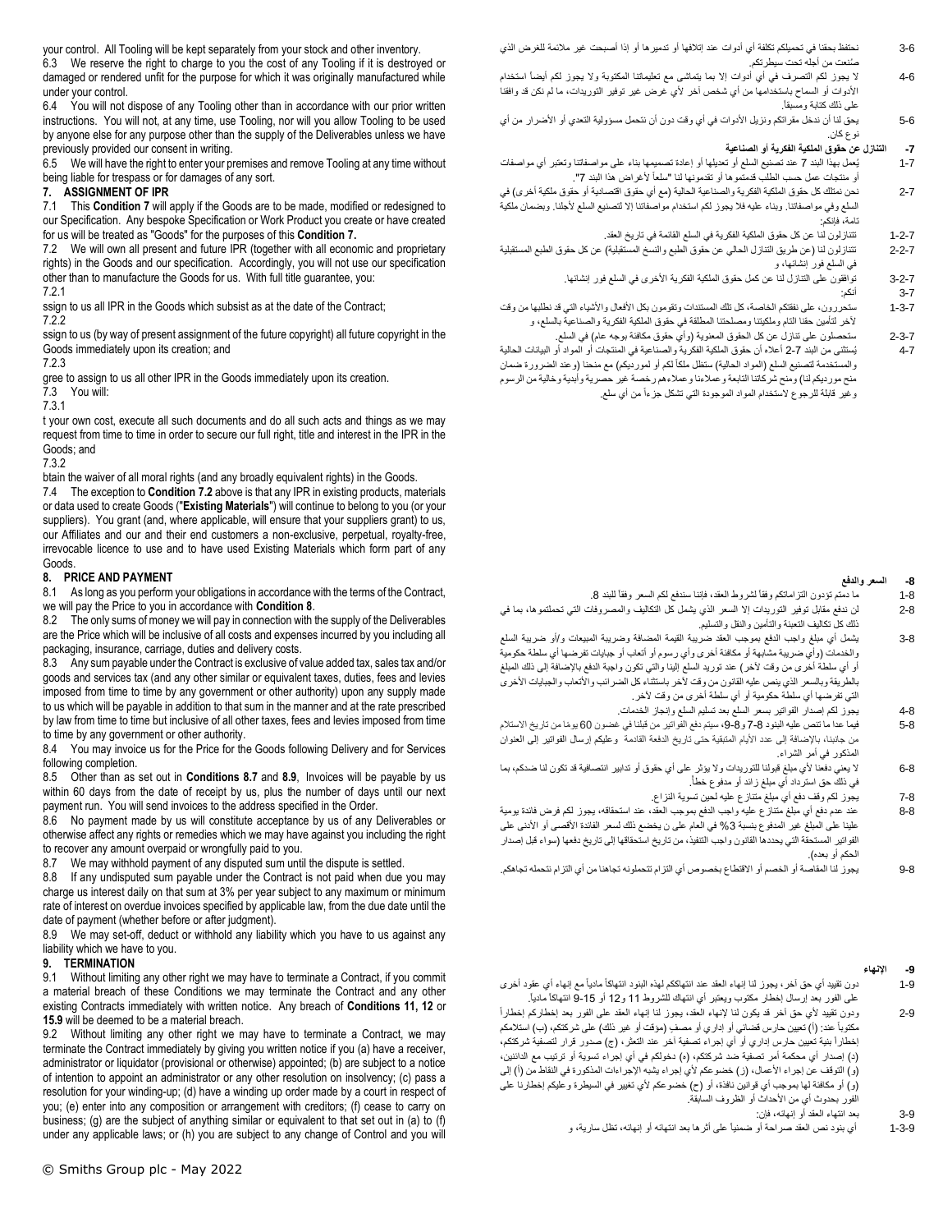your control. All Tooling will be kept separately from your stock and other inventory.

6.3 We reserve the right to charge to you the cost of any Tooling if it is destroyed or damaged or rendered unfit for the purpose for which it was originally manufactured while under your control.

6.4 You will not dispose of any Tooling other than in accordance with our prior written instructions. You will not, at any time, use Tooling, nor will you allow Tooling to be used by anyone else for any purpose other than the supply of the Deliverables unless we have previously provided our consent in writing.

6.5 We will have the right to enter your premises and remove Tooling at any time without being liable for trespass or for damages of any sort.

## 7. ASSIGNMENT OF IPR

7.1 This **Condition 7** will apply if the Goods are to be made, modified or redesigned to our Specification. Any bespoke Specification or Work Product you create or have created for us will be treated as "Goods" for the purposes of this **Condition 7.**

7.2 We will own all present and future IPR (together with all economic and proprietary rights) in the Goods and our specification. Accordingly, you will not use our specification other than to manufacture the Goods for us. With full title guarantee, you:

7.2.1
ssign to us all IPR in the Goods which subsist as at the date of the Contract;

7.2.2
ssign to us (by way of present assignment of the future copyright) all future copyright in the Goods immediately upon its creation; and

7.2.3
gree to assign to us all other IPR in the Goods immediately upon its creation.

7.3 You will:

7.3.1
t your own cost, execute all such documents and do all such acts and things as we may request from time to time in order to secure our full right, title and interest in the IPR in the Goods; and

7.3.2
btain the waiver of all moral rights (and any broadly equivalent rights) in the Goods.

7.4 The exception to **Condition 7.2** above is that any IPR in existing products, materials or data used to create Goods ("**Existing Materials**") will continue to belong to you (or your suppliers). You grant (and, where applicable, will ensure that your suppliers grant) to us, our Affiliates and our and their end customers a non-exclusive, perpetual, royalty-free, irrevocable licence to use and to have used Existing Materials which form part of any Goods.

## 8. PRICE AND PAYMENT

8.1 As long as you perform your obligations in accordance with the terms of the Contract, we will pay the Price to you in accordance with **Condition 8**.

8.2 The only sums of money we will pay in connection with the supply of the Deliverables are the Price which will be inclusive of all costs and expenses incurred by you including all packaging, insurance, carriage, duties and delivery costs.

8.3 Any sum payable under the Contract is exclusive of value added tax, sales tax and/or goods and services tax (and any other similar or equivalent taxes, duties, fees and levies imposed from time to time by any government or other authority) upon any supply made to us which will be payable in addition to that sum in the manner and at the rate prescribed by law from time to time but inclusive of all other taxes, fees and levies imposed from time to time by any government or other authority.

8.4 You may invoice us for the Price for the Goods following Delivery and for Services following completion.

8.5 Other than as set out in **Conditions 8.7** and **8.9**, Invoices will be payable by us within 60 days from the date of receipt by us, plus the number of days until our next payment run. You will send invoices to the address specified in the Order.

8.6 No payment made by us will constitute acceptance by us of any Deliverables or otherwise affect any rights or remedies which we may have against you including the right to recover any amount overpaid or wrongfully paid to you.

8.7 We may withhold payment of any disputed sum until the dispute is settled.

8.8 If any undisputed sum payable under the Contract is not paid when due you may charge us interest daily on that sum at 3% per year subject to any maximum or minimum rate of interest on overdue invoices specified by applicable law, from the due date until the date of payment (whether before or after judgment).

8.9 We may set-off, deduct or withhold any liability which you have to us against any liability which we have to you.

## 9. TERMINATION

9.1 Without limiting any other right we may have to terminate a Contract, if you commit a material breach of these Conditions we may terminate the Contract and any other existing Contracts immediately with written notice. Any breach of **Conditions 11, 12** or **15.9** will be deemed to be a material breach.

9.2 Without limiting any other right we may have to terminate a Contract, we may terminate the Contract immediately by giving you written notice if you (a) have a receiver, administrator or liquidator (provisional or otherwise) appointed; (b) are subject to a notice of intention to appoint an administrator or any other resolution on insolvency; (c) pass a resolution for your winding-up; (d) have a winding up order made by a court in respect of you; (e) enter into any composition or arrangement with creditors; (f) cease to carry on business; (g) are the subject of anything similar or equivalent to that set out in (a) to (f) under any applicable laws; or (h) you are subject to any change of Control and you will

6-3 نحتفظ بحقنا في تحميلكم تكلفة أي أدوات عند إتلافها أو تدميرها أو إذا أصبحت غير ملائمة للغرض الذي صُنعت من أجله تحت سيطرتكم.

6-4 لا يجوز لكم التصرف في أي أدوات إلا بما يتماشى مع تعليماتنا المكتوبة ولا يجوز لكم أيضاً استخدام الأدوات أو السماح باستخدامها من أي شخص آخر لأي غرض غير توفير التوريدات، ما لم نكن قد وافقنا على ذلك كتابة ومسبقاً.

6-5 يحق لنا أن ندخل مقراتكم ونزيل الأدوات في أي وقت دون أن نتحمل مسؤولية التعدي أو الأضرار من أي نوع كان.

## 7- التنازل عن حقوق الملكية الفكرية أو الصناعية

7-1 يُعمل بهذا البند 7 عند تصنيع السلع أو تعديلها أو إعادة تصميمها بناء على مواصفاتنا وتعتبر أي مواصفات أو منتجات عمل حسب الطلب قدمتموها أو تقدمونها لنا "سلعاً لأغراض هذا البند 7".

7-2 نحن نمتلك كافة حقوق الملكية الفكرية والصناعية الحالية (مع أي حقوق اقتصادية أو حقوق ملكية أخرى) في السلع وفي مواصفاتنا. وبناء عليه فلا يجوز لكم استخدام مواصفاتنا إلا لتصنيع السلع لأجلنا. وبضمان ملكية تامة، فإنكم:

7-2-1 تتنازلون لنا عن كل حقوق الملكية الفكرية في السلع القائمة في تاريخ العقد.

7-2-2 تتنازلون لنا (عن طريق التنازل الحالي عن حقوق الطبع والنسخ المستقبلية) عن كل حقوق الطبع المستقبلية في السلع فور إنشائها، و

7-2-3 توافقون على التنازل لنا عن كمل حقوق الملكية الفكرية الأخرى في السلع فور إنشائها.

7-3 أنكم:

7-3-1 ستحررون، على نفقتكم الخاصة، كل تلك المستندات وتقومون بكل الأفعال والأشياء التي قد نطلبها من وقت لآخر لتأمين حقنا التام وملكيتنا ومصلحتنا المطلقة في حقوق الملكية الفكرية والصناعية بالسلع، و

7-3-2 ستحصلون على تنازل عن كل الحقوق المعنوية (وأي حقوق مكافئة بوجه عام) في السلع.

7-4 يُستثنى من البند 7-2 أعلاه أن حقوق الملكية الفكرية والصناعية في المنتجات أو المواد أو البيانات الحالية والمستخدمة لتصنيع السلع (المواد الحالية) ستظل ملكاً لكم أو لموورديكم) مع منحنا (وعند الضرورة ضمان منح موورديكم لنا) ومنح شركاتنا التابعة وعملائنا وعملاءهم رخصة غير حصرية وأبدية وخالية من الرسوم وغير قابلة للرجوع لاستخدام المواد الموجودة التي تشكل جزءاً من أي سلع.

## 8- السعر والدفع

8-1 ما دمتم تؤدون التزاماتكم وفقاً لشروط العقد، فإننا سندفع لكم السعر وفقاً للبند 8.

8-2 لن ندفع مقابل توفير التوريدات إلا السعر الذي يشمل كل التكاليف والمصروفات التي تحملتموها، بما في ذلك كل تكاليف التعبئة والتأمين والنقل والتسليم.

8-3 يشمل أي مبلغ واجب الدفع بموجب العقد ضريبة القيمة المضافة وضريبة المبيعات و/أو ضريبة السلع والخدمات (وأي ضريبة مشابهة أو مكافئة أخرى وأي رسوم أو أتعاب أو جبايات تفرضها أي سلطة حكومية أو أي سلطة أخرى من وقت لآخر) عند توريد السلع إلينا والتي تكون واجبة الدفع بالإضافة إلى ذلك المبلغ بالطريقة وبالسعر الذي ينص عليه القانون من وقت لآخر باستثناء كل الضرائب والأتعاب والجبايات الأخرى التي تفرضها أي سلطة حكومية أو أي سلطة أخرى من وقت لآخر.

8-4 يجوز لكم إصدار الفواتير بسعر السلع بعد تسليم السلع وإنجاز الخدمات.

8-5 فيما عدا ما تنص عليه البنود 8-7 و8-9، سيتم دفع الفواتير من قبلنا في غضون 60 يوماً من تاريخ الاستلام من جانبنا، بالإضافة إلى عدد الأيام المتبقية حتى تاريخ الدفعة القادمة وعليكم إرسال الفواتير إلى العنوان المذكور في أمر الشراء.

8-6 لا يعني دفعنا لأي مبلغ قبولنا للتوريدات ولا يؤثر على أي حقوق أو تدابير انتصافية قد تكون لنا ضدكم، بما في ذلك حق استرداد أي مبلغ زائد أو مدفوع خطأ.

8-7 يجوز لكم وقف دفع أي مبلغ متنازع عليه لحين تسوية النزاع.

8-8 عند عدم دفع أي مبلغ غير متنازع عليه واجب الدفع بموجب العقد، عند استحقاقه، يجوز لكم فرض فائدة يومية علينا على المبلغ غير المدفوع بنسبة 3% في العام على ن يخضع ذلك لسعر الفائدة الأقصى أو الأدنى على الفواتير المستحقة التي يحددها القانون واجب التنفيذ، من تاريخ استحقاقها إلى تاريخ دفعها (سواء قبل إصدار الحكم أو بعده).

8-9 يجوز لنا المقاصة أو الخصم أو الاقتطاع بخصوص أي التزام تتحملونه تجاهنا من أي التزام نتحمله تجاهكم.

## 9- الإنهاء

9-1 دون تقييد أي حق آخر، يجوز لنا إنهاء العقد عند انتهاككم لهذه البنود انتهاكاً مادياً مع إنهاء أي عقود أخرى على الفور بعد إرسال إخطار مكتوب ويعتبر أي انتهاك للشروط 11 و12 أو 15-9 انتهاكاً مادياً.

9-2 ودون تقييد لأي حق آخر قد يكون لنا لإنهاء العقد، يجوز لنا إنهاء العقد على الفور بعد إخطاركم إخطاراً مكتوباً عند: (أ) تعيين حارس قضائي أو إداري أو مصفٍ (مؤقت أو غير ذلك) على شركتكم، (ب) استلامكم إخطاراً بنية تعيين حارس إداري أو أي إجراء تصفية آخر عند التعثر، (ج) صدور قرار لتصفية شركتكم، (د) إصدار أي محكمة أمر تصفية ضد شركتكم، (ه) دخولكم في أي إجراء تسوية أو ترتيب مع الدائنين، (و) التوقف عن إجراء الأعمال، (ز) خضوعكم لأي إجراء يشبه الإجراءات المذكورة في النقاط من (أ) إلى (و) أو مكافئة لها بموجب أي قوانين نافذة، أو (ح) خضوعكم لأي تغيير في السيطرة وعليكم إخطارنا على الفور بحدوث أي من الأحداث أو الظروف السابقة.

9-3 بعد انتهاء العقد أو إنهائه، فإن:

9-3-1 أي بنود نص العقد صراحة أو ضمنياً على أثرها بعد انتهائه أو إنهائه، تظل سارية، و

© Smiths Group plc - May 2022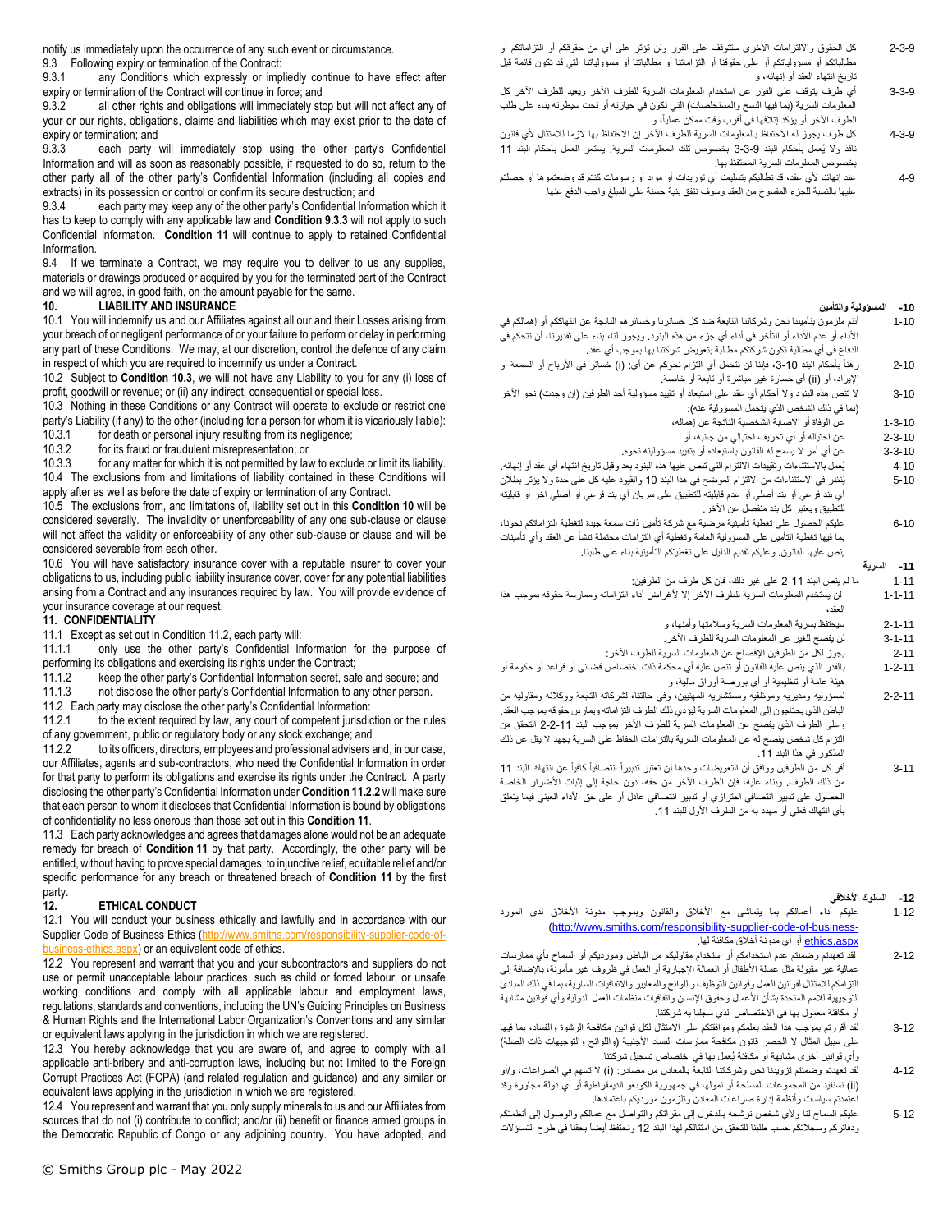notify us immediately upon the occurrence of any such event or circumstance.

9.3 Following expiry or termination of the Contract:

9.3.1 any Conditions which expressly or impliedly continue to have effect after expiry or termination of the Contract will continue in force; and

9.3.2 all other rights and obligations will immediately stop but will not affect any of your or our rights, obligations, claims and liabilities which may exist prior to the date of expiry or termination; and

9.3.3 each party will immediately stop using the other party's Confidential Information and will as soon as reasonably possible, if requested to do so, return to the other party all of the other party's Confidential Information (including all copies and extracts) in its possession or control or confirm its secure destruction; and

9.3.4 each party may keep any of the other party's Confidential Information which it has to keep to comply with any applicable law and **Condition 9.3.3** will not apply to such Confidential Information. **Condition 11** will continue to apply to retained Confidential Information.

9.4 If we terminate a Contract, we may require you to deliver to us any supplies, materials or drawings produced or acquired by you for the terminated part of the Contract and we will agree, in good faith, on the amount payable for the same.

## 10. LIABILITY AND INSURANCE

10.1 You will indemnify us and our Affiliates against all our and their Losses arising from your breach of or negligent performance of or your failure to perform or delay in performing any part of these Conditions. We may, at our discretion, control the defence of any claim in respect of which you are required to indemnify us under a Contract.

10.2 Subject to **Condition 10.3**, we will not have any Liability to you for any (i) loss of profit, goodwill or revenue; or (ii) any indirect, consequential or special loss.

10.3 Nothing in these Conditions or any Contract will operate to exclude or restrict one party's Liability (if any) to the other (including for a person for whom it is vicariously liable):

10.3.1 for death or personal injury resulting from its negligence;

10.3.2 for its fraud or fraudulent misrepresentation; or

10.3.3 for any matter for which it is not permitted by law to exclude or limit its liability.

10.4 The exclusions from and limitations of liability contained in these Conditions will apply after as well as before the date of expiry or termination of any Contract.

10.5 The exclusions from, and limitations of, liability set out in this **Condition 10** will be considered severally. The invalidity or unenforceability of any one sub-clause or clause will not affect the validity or enforceability of any other sub-clause or clause and will be considered severable from each other.

10.6 You will have satisfactory insurance cover with a reputable insurer to cover your obligations to us, including public liability insurance cover, cover for any potential liabilities arising from a Contract and any insurances required by law. You will provide evidence of your insurance coverage at our request.

## 11. CONFIDENTIALITY

11.1 Except as set out in Condition 11.2, each party will:

11.1.1 only use the other party's Confidential Information for the purpose of performing its obligations and exercising its rights under the Contract;

11.1.2 keep the other party's Confidential Information secret, safe and secure; and

11.1.3 not disclose the other party's Confidential Information to any other person.

11.2 Each party may disclose the other party's Confidential Information:

11.2.1 to the extent required by law, any court of competent jurisdiction or the rules of any government, public or regulatory body or any stock exchange; and

11.2.2 to its officers, directors, employees and professional advisers and, in our case, our Affiliates, agents and sub-contractors, who need the Confidential Information in order for that party to perform its obligations and exercise its rights under the Contract. A party disclosing the other party's Confidential Information under **Condition 11.2.2** will make sure that each person to whom it discloses that Confidential Information is bound by obligations of confidentiality no less onerous than those set out in this **Condition 11**.

11.3 Each party acknowledges and agrees that damages alone would not be an adequate remedy for breach of **Condition 11** by that party. Accordingly, the other party will be entitled, without having to prove special damages, to injunctive relief, equitable relief and/or specific performance for any breach or threatened breach of **Condition 11** by the first party.

## 12. ETHICAL CONDUCT

12.1 You will conduct your business ethically and lawfully and in accordance with our Supplier Code of Business Ethics (http://www.smiths.com/responsibility-supplier-code-of-business-ethics.aspx) or an equivalent code of ethics.

12.2 You represent and warrant that you and your subcontractors and suppliers do not use or permit unacceptable labour practices, such as child or forced labour, or unsafe working conditions and comply with all applicable labour and employment laws, regulations, standards and conventions, including the UN's Guiding Principles on Business & Human Rights and the International Labor Organization's Conventions and any similar or equivalent laws applying in the jurisdiction in which we are registered.

12.3 You hereby acknowledge that you are aware of, and agree to comply with all applicable anti-bribery and anti-corruption laws, including but not limited to the Foreign Corrupt Practices Act (FCPA) (and related regulation and guidance) and any similar or equivalent laws applying in the jurisdiction in which we are registered.

12.4 You represent and warrant that you only supply minerals to us and our Affiliates from sources that do not (i) contribute to conflict; and/or (ii) benefit or finance armed groups in the Democratic Republic of Congo or any adjoining country. You have adopted, and

9-3-2 كل الحقوق والالتزامات الأخرى ستتوقف على الفور ولن تؤثر على أي من حقوقكم أو التزاماتكم أو مطالباتكم أو مسؤولياتكم أو على حقوقنا أو التزاماتنا أو مطالباتنا أو مسؤولياتنا التي قد تكون قائمة قبل تاريخ انتهاء العقد أو إنهائه، و

9-3-3 أي طرف يتوقف على الفور عن استخدام المعلومات السرية للطرف الآخر ويعيد للطرف الآخر كل المعلومات السرية (بما فيها النسخ والمستخلصات) التي تكون في حيازته أو تحت سيطرته بناء على طلب الطرف الآخر أو يؤكد إتلافها في أقرب وقت ممكن عملياً، و

9-3-4 كل طرف يجوز له الاحتفاظ بالمعلومات السرية للطرف الآخر إن الاحتفاظ بها لازما للامتثال لأي قانون نافذ ولا يُعمل بأحكام البند 9-3-3 بخصوص تلك المعلومات السرية. يستمر العمل بأحكام البند 11 بخصوص المعلومات السرية المحتفظ بها.

9-4 عند إنهائنا لأي عقد، قد نطالبكم بتسليمنا أي توريدات أو مواد أو رسومات كنتم قد وضعتموها أو حصلتم عليها بالنسبة للجزء المفسوخ من العقد وسوف نتفق بنية حسنة على المبلغ واجب الدفع عنها.

## 10- المسؤولية والتأمين

10-1 أنتم ملزمون بتأميننا نحن وشركاتنا التابعة ضد كل خسائرنا وخسائرهم الناتجة عن انتهاككم أو إهمالكم في الأداء أو عدم الأداء أو التأخر في أداء أي جزء من هذه البنود. ويجوز لنا، بناء على تقديرنا، أن نتحكم في الدفاع في أي مطالبة تكون شركتكم مطالبة بتعويض شركتنا بها بموجب أي عقد.

10-2 رهناً بأحكام البند 10-3، فإننا لن نتحمل أي التزام نحوكم عن أي: (i) خسائر في الأرباح أو السمعة أو الإيراد، أو (ii) أي خسارة غير مباشرة أو تابعة أو خاصة.

10-3 لا تنص هذه البنود ولا أحكام أي عقد على استبعاد أو تقييد مسؤولية أحد الطرفين (إن وجدت) نحو الآخر (بما في ذلك الشخص الذي يتحمل المسؤولية عنه):

10-3-1 عن الوفاة أو الإصابة الشخصية الناتجة عن إهماله،

10-3-2 عن احتياله أو أي تحريف احتيالي من جانبه، أو

10-3-3 عن أي أمر لا يسمح له القانون باستبعاده أو بتقييد مسؤوليته نحوه.

10-4 يُعمل بالاستثناءات وتقييدات الالتزام التي تنص عليها هذه البنود بعد وقبل تاريخ انتهاء أي عقد أو إنهائه.

10-5 يُنظر في الاستثناءات من الالتزام الموضح في هذا البند 10 والقيود عليه كل على حدة ولا يؤثر بطلان أي بند فرعي أو بند أصلي أو عدم قابليته للتطبيق على سريان أي بند فرعي أو أصلي آخر أو قابليته للتطبيق ويعتبر كل بند منفصل عن الآخر.

10-6 عليكم الحصول على تغطية تأمينية مرضية مع شركة تأمين ذات سمعة جيدة لتغطية التزاماتكم نحونا، بما فيها تغطية التأمين على المسؤولية العامة وتغطية أي التزامات محتملة تنشأ عن العقد وأي تأمينات ينص عليها القانون. وعليكم تقديم الدليل على تغطيتكم التأمينية بناء على طلبنا.

## 11- السرية

11-1 ما لم ينص البند 11-2 على غير ذلك، فإن كل طرف من الطرفين:

11-1-1 لن يستخدم المعلومات السرية للطرف الآخر إلا لأغراض أداء التزاماته وممارسة حقوقه بموجب هذا العقد،

11-1-2 سيحتفظ بسرية المعلومات السرية وسلامتها وأمنها، و

11-1-3 لن يفصح للغير عن المعلومات السرية للطرف الآخر.

11-2 يجوز لكل من الطرفين الإفصاح عن المعلومات السرية للطرف الآخر:

11-2-1 بالقدر الذي ينص عليه القانون أو تنص عليه أي محكمة ذات اختصاص قضائي أو قواعد أو حكومة أو هيئة عامة أو تنظيمية أو أي بورصة أوراق مالية، و

11-2-2 لمسؤوليه ومديريه وموظفيه ومستشاريه المهنيين، وفي حالتنا، لشركاته التابعة ووكلائه ومقاوليه من الباطن الذي يحتاجون إلى المعلومات السرية ليؤدي ذلك الطرف التزاماته ويمارس حقوقه بموجب العقد. وعلى الطرف الذي يفصح عن المعلومات السرية للطرف الآخر بموجب البند 11-2-2 التحقق من التزام كل شخص يفصح له عن المعلومات السرية بالتزامات الحفاظ على السرية بجهد لا يقل عن ذلك المذكور في هذا البند 11.

11-3 أقر كل من الطرفين ووافق أن التعويضات وحدها لن تعتبر تدبيراً انتصافياً كافياً عن انتهاك البند 11 من ذلك الطرف. وبناء عليه، فإن الطرف الآخر من حقه، دون حاجة إلى إثبات الأضرار الخاصة الحصول على تدبير انتصافي احترازي أو تدبير انتصافي عادل أو على حق الأداء العيني فيما يتعلق بأي انتهاك فعلي أو مهدد به من الطرف الأول للبند 11.

## 12- السلوك الأخلاقي

12-1 عليكم أداء أعمالكم بما يتماشى مع الأخلاق والقانون وبموجب مدونة الأخلاق لدى المورد (http://www.smiths.com/responsibility-supplier-code-of-business-ethics.aspx) أو أي مدونة أخلاق مكافئة لها.

12-2 لقد تعهدتم وضمنتم عدم استخدامكم أو استخدام مقاوليكم من الباطن ومورديكم أو السماح بأي ممارسات عمالية غير مقبولة مثل عمالة الأطفال أو العمالة الإجبارية أو العمل في ظروف غير مأمونة، بالإضافة إلى التزامكم للامتثال لقوانين العمل وقوانين التوظيف واللوائح والمعايير والاتفاقيات السارية، بما في ذلك المبادئ التوجيهية للأمم المتحدة بشأن الأعمال وحقوق الإنسان واتفاقيات منظمات العمل الدولية وأي قوانين مشابهة أو مكافئة معمول بها في الاختصاص الذي سجلنا به شركتنا.

12-3 لقد أقررتم بموجب هذا العقد بعلمكم وموافقتكم على الامتثال لكل قوانين مكافحة الرشوة والفساد، بما فيها على سبيل المثال لا الحصر قانون مكافحة ممارسات الفساد الأجنبية (واللوائح والتوجيهات ذات الصلة) وأي قوانين أخرى مشابهة أو مكافئة يُعمل بها في اختصاص تسجيل شركتنا.

12-4 لقد تعهدتم وضمنتم تزويدنا نحن وشركاتنا التابعة بالمعادن من مصادر: (i) لا تسهم في الصراعات، و/أو (ii) تستفيد من المجموعات المسلحة أو تمولها في جمهورية الكونغو الديمقراطية أو أي دولة مجاورة وقد اعتمدتم سياسات وأنظمة إدارة صراعات المعادن وتلزمون مورديكم باعتمادها.

12-5 عليكم السماح لنا ولأي شخص نرشحه بالدخول إلى مقراتكم والتواصل مع عمالكم والوصول إلى أنظمتكم ودفاتركم وسجلاتكم حسب طلبنا للتحقق من امتثالكم لهذا البند 12 ونحتفظ أيضاً بحقنا في طرح التساؤلات

© Smiths Group plc - May 2022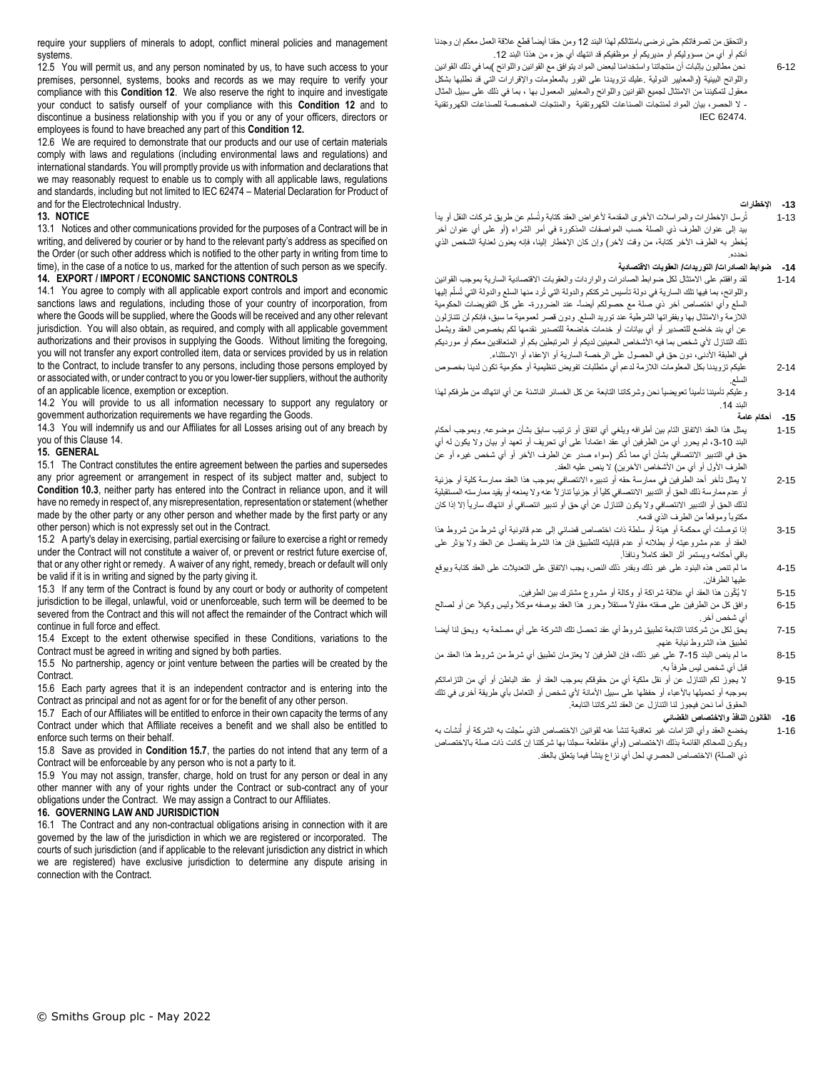require your suppliers of minerals to adopt, conflict mineral policies and management systems.

12.5 You will permit us, and any person nominated by us, to have such access to your premises, personnel, systems, books and records as we may require to verify your compliance with this **Condition 12**. We also reserve the right to inquire and investigate your conduct to satisfy ourself of your compliance with this **Condition 12** and to discontinue a business relationship with you if you or any of your officers, directors or employees is found to have breached any part of this **Condition 12.**

12.6 We are required to demonstrate that our products and our use of certain materials comply with laws and regulations (including environmental laws and regulations) and international standards. You will promptly provide us with information and declarations that we may reasonably request to enable us to comply with all applicable laws, regulations and standards, including but not limited to IEC 62474 – Material Declaration for Product of and for the Electrotechnical Industry.

**13. NOTICE**

13.1 Notices and other communications provided for the purposes of a Contract will be in writing, and delivered by courier or by hand to the relevant party's address as specified on the Order (or such other address which is notified to the other party in writing from time to time), in the case of a notice to us, marked for the attention of such person as we specify.

**14. EXPORT / IMPORT / ECONOMIC SANCTIONS CONTROLS**

14.1 You agree to comply with all applicable export controls and import and economic sanctions laws and regulations, including those of your country of incorporation, from where the Goods will be supplied, where the Goods will be received and any other relevant jurisdiction. You will also obtain, as required, and comply with all applicable government authorizations and their provisos in supplying the Goods. Without limiting the foregoing, you will not transfer any export controlled item, data or services provided by us in relation to the Contract, to include transfer to any persons, including those persons employed by or associated with, or under contract to you or your lower-tier suppliers, without the authority of an applicable licence, exemption or exception.

14.2 You will provide to us all information necessary to support any regulatory or government authorization requirements we have regarding the Goods.

14.3 You will indemnify us and our Affiliates for all Losses arising out of any breach by you of this Clause 14.

**15. GENERAL**

15.1 The Contract constitutes the entire agreement between the parties and supersedes any prior agreement or arrangement in respect of its subject matter and, subject to **Condition 10.3**, neither party has entered into the Contract in reliance upon, and it will have no remedy in respect of, any misrepresentation, representation or statement (whether made by the other party or any other person and whether made by the first party or any other person) which is not expressly set out in the Contract.

15.2 A party's delay in exercising, partial exercising or failure to exercise a right or remedy under the Contract will not constitute a waiver of, or prevent or restrict future exercise of, that or any other right or remedy. A waiver of any right, remedy, breach or default will only be valid if it is in writing and signed by the party giving it.

15.3 If any term of the Contract is found by any court or body or authority of competent jurisdiction to be illegal, unlawful, void or unenforceable, such term will be deemed to be severed from the Contract and this will not affect the remainder of the Contract which will continue in full force and effect.

15.4 Except to the extent otherwise specified in these Conditions, variations to the Contract must be agreed in writing and signed by both parties.

15.5 No partnership, agency or joint venture between the parties will be created by the Contract.

15.6 Each party agrees that it is an independent contractor and is entering into the Contract as principal and not as agent for or for the benefit of any other person.

15.7 Each of our Affiliates will be entitled to enforce in their own capacity the terms of any Contract under which that Affiliate receives a benefit and we shall also be entitled to enforce such terms on their behalf.

15.8 Save as provided in **Condition 15.7**, the parties do not intend that any term of a Contract will be enforceable by any person who is not a party to it.

15.9 You may not assign, transfer, charge, hold on trust for any person or deal in any other manner with any of your rights under the Contract or sub-contract any of your obligations under the Contract. We may assign a Contract to our Affiliates.

**16. GOVERNING LAW AND JURISDICTION**

16.1 The Contract and any non-contractual obligations arising in connection with it are governed by the law of the jurisdiction in which we are registered or incorporated. The courts of such jurisdiction (and if applicable to the relevant jurisdiction any district in which we are registered) have exclusive jurisdiction to determine any dispute arising in connection with the Contract.

والتحقق من تصرفاتكم حتى نرضى بامتثالكم لهذا البند 12 ومن حقنا أيضاً قطع علاقة العمل معكم إن وجدنا أنكم أو أي من مسؤوليكم أو مديريكم أو موظفيكم قد انتهك أي جزء من هذا البند 12.

6-12 نحن مطالبون بإثبات أن منتجاتنا واستخدامنا لبعض المواد يتوافق مع القوانين واللوائح )بما في ذلك القوانين واللوائح البيئية (والمعايير الدولية .عليك تزويدنا على الفور بالمعلومات والإقرارات التي قد نطلبها بشكل معقول لتمكيننا من الامتثال لجميع القوانين واللوائح والمعايير المعمول بها ، بما في ذلك على سبيل المثال - لا الحصر، بيان المواد لمنتجات الصناعات الكهروتقنية والمنتجات المخصصة للصناعات الكهروتقنية IEC 62474.

**13- الإخطارات**

1-13 تُرسل الإخطارات والمراسلات الأخرى المقدمة لأغراض العقد كتابة وتُسلم عن طريق شركات النقل أو يداً بيد إلى عنوان الطرف ذي الصلة حسب المواصفات المذكورة في أمر الشراء (أو على أي عنوان آخر يُخطر به الطرف الآخر كتابة، من وقت لآخر) وإن كان الإخطار إلينا، فإنه يعنون لعناية الشخص الذي نحدده.

**14- ضوابط الصادرات/ التوريدات/ العقوبات الاقتصادية**

1-14 لقد وافقتم على الامتثال لكل ضوابط الصادرات والواردات والعقوبات الاقتصادية السارية بموجب القوانين واللوائح، بما فيها تلك السارية في دولة تأسيس شركتكم والدولة التي تُرد منها السلع والدولة التي تُسلَّم إليها السلع وأي اختصاص آخر ذي صلة مع حصولكم أيضاً- عند الضرورة- على كل التفويضات الحكومية اللازمة والامتثال بها وبفقراتها الشرطية عند توريد السلع. ودون قصر لعمومية ما سبق، فإنكم لن تتنازلون عن أي بند خاضع للتصدير أو أي بيانات أو خدمات خاضعة للتصدير نقدمها لكم بخصوص العقد ويشمل ذلك التنازل لأي شخص بما فيه الأشخاص المعينين لديكم أو المرتبطين بكم أو المتعاقدين معكم أو مورديكم في الطبقة الأدنى، دون حق في الحصول على الرخصة السارية أو الإعفاء أو الاستثناء.

2-14 عليكم تزويدنا بكل المعلومات اللازمة لدعم أي متطلبات تفويض تنظيمية أو حكومية تكون لدينا بخصوص السلع.

3-14 وعليكم تأميننا تأميناً تعويضياً نحن وشركاتنا التابعة عن كل الخسائر الناشئة عن أي انتهاك من طرفكم لهذا البند 14.

**15- أحكام عامة**

1-15 يمثل هذا العقد الاتفاق التام بين أطرافه ويلغي أي اتفاق أو ترتيب سابق بشأن موضوعه. وبموجب أحكام البند 10-3، لم يحرر أي من الطرفين أي عقد اعتماداً على أي تحريف أو تعهد أو بيان ولا يكون له أي حق في التدبير الانتصافي بشأن أي مما ذُكر (سواء صدر عن الطرف الآخر أو أي شخص غيره أو عن الطرف الأول أو أي من الأشخاص الآخرين) لا ينص عليه العقد.

2-15 لا يمثل تأخر أحد الطرفين في ممارسة حقه أو تدبيره الانتصافي بموجب هذا العقد ممارسة كلية أو جزئية أو عدم ممارسة ذلك الحق أو التدبير الانتصافي كلياً أو جزئياً تنازلاً عنه ولا يمنعه أو يقيد ممارسته المستقبلية لذلك الحق أو التدبير الانتصافي ولا يكون التنازل عن أي حق أو تدبير انتصافي أو انتهاك سارياً إلا إذا كان مكتوباً وموقعاً من الطرف الذي قدمه.

3-15 إذا توصلت أي محكمة أو هيئة أو سلطة ذات اختصاص قضائي إلى عدم قانونية أي شرط من شروط هذا العقد أو عدم مشروعيته أو بطلانه أو عدم قابليته للتطبيق فإن هذا الشرط ينفصل عن العقد ولا يؤثر على باقي أحكامه ويستمر أثر العقد كاملاً ونافذاً.

4-15 ما لم تنص هذه البنود على غير ذلك وبقدر ذلك النص، يجب الاتفاق على التعديلات على العقد كتابة ويوقع عليها الطرفان.

5-15 لا يُكون هذا العقد أي علاقة شراكة أو وكالة أو مشروع مشترك بين الطرفين.

6-15 وافق كل من الطرفين على صفته مقاولاً مستقلاً وحرر هذا العقد بوصفه موكلاً وليس وكيلاً عن أو لصالح أي شخص آخر.

7-15 يحق لكل من شركاتنا التابعة تطبيق شروط أي عقد تحصل تلك الشركة على أي مصلحة به ويحق لنا أيضا تطبيق هذه الشروط نيابة عنهم.

8-15 ما لم ينص البند 15-7 على غير ذلك، فإن الطرفين لا يعتزمان تطبيق أي شرط من شروط هذا العقد من قبل أي شخص ليس طرفاً به.

9-15 لا يجوز لكم التنازل عن أو نقل ملكية أي من حقوقكم بموجب العقد أو عقد الباطن أو أي من التزاماتكم بموجبه أو تحميلها بالأعباء أو حفظها على سبيل الأمانة لأي شخص أو التعامل بأي طريقة أخرى في تلك الحقوق أما نحن فيجوز لنا التنازل عن العقد لشركاتنا التابعة.

**16- القانون النافذ والاختصاص القضائي**

1-16 يخضع العقد وأي التزامات غير تعاقدية تنشأ عنه لقوانين الاختصاص الذي سُجلت به الشركة أو أنشأت به ويكون للمحاكم القائمة بذلك الاختصاص (وأي مقاطعة سجلنا بها شركتنا إن كانت ذات صلة بالاختصاص ذي الصلة) الاختصاص الحصري لحل أي نزاع ينشأ فيما يتعلق بالعقد.

© Smiths Group plc - May 2022